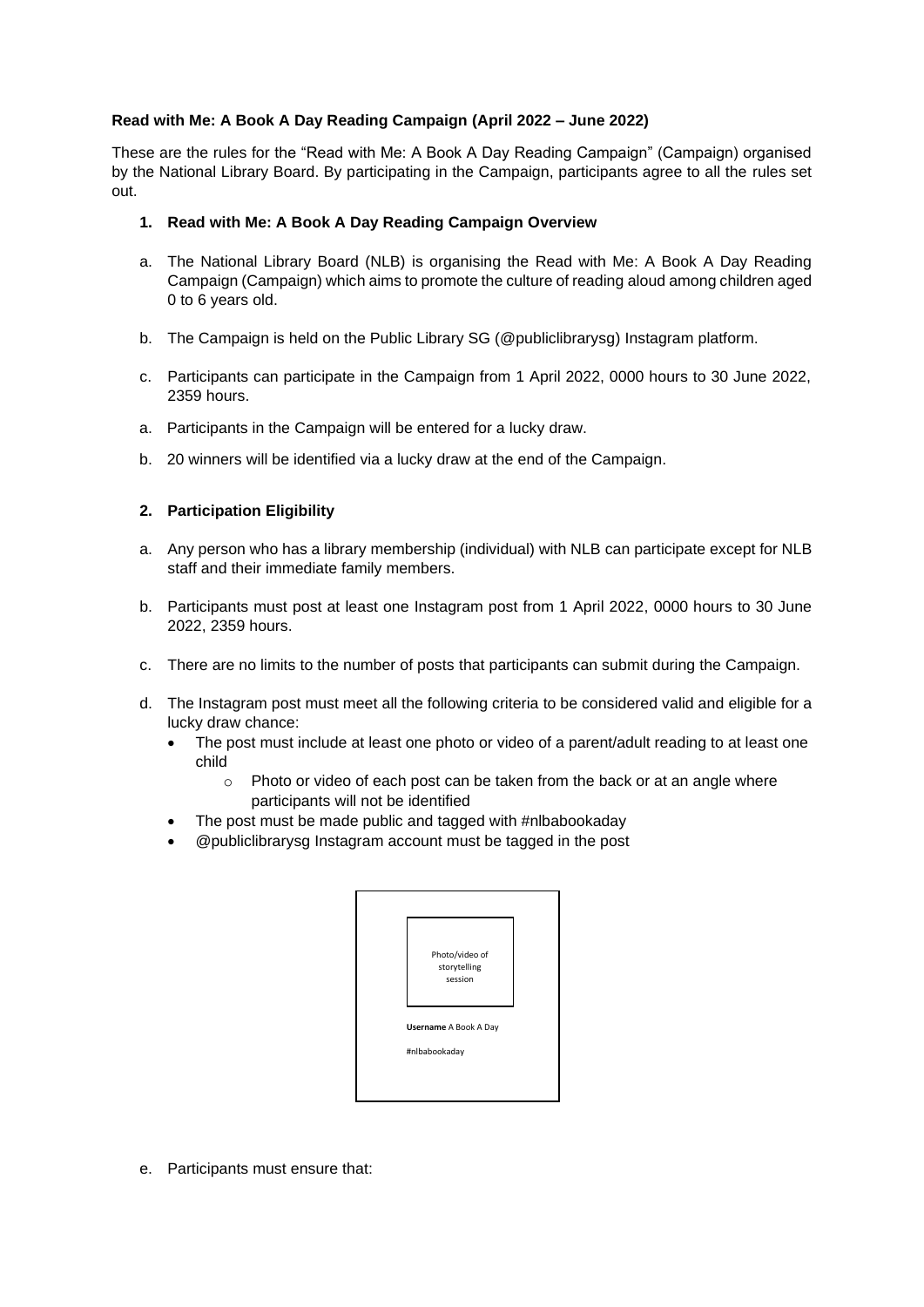**Read with Me: A Book A Day Reading Campaign (April 2022 – June 2022)**

These are the rules for the "Read with Me: A Book A Day Reading Campaign" (Campaign) organised by the National Library Board. By participating in the Campaign, participants agree to all the rules set out.

1. **Read with Me: A Book A Day Reading Campaign Overview**

a. The National Library Board (NLB) is organising the Read with Me: A Book A Day Reading Campaign (Campaign) which aims to promote the culture of reading aloud among children aged 0 to 6 years old.

b. The Campaign is held on the Public Library SG (@publiclibrarysg) Instagram platform.

c. Participants can participate in the Campaign from 1 April 2022, 0000 hours to 30 June 2022, 2359 hours.

a. Participants in the Campaign will be entered for a lucky draw.

b. 20 winners will be identified via a lucky draw at the end of the Campaign.

2. **Participation Eligibility**

a. Any person who has a library membership (individual) with NLB can participate except for NLB staff and their immediate family members.

b. Participants must post at least one Instagram post from 1 April 2022, 0000 hours to 30 June 2022, 2359 hours.

c. There are no limits to the number of posts that participants can submit during the Campaign.

d. The Instagram post must meet all the following criteria to be considered valid and eligible for a lucky draw chance:
   - The post must include at least one photo or video of a parent/adult reading to at least one child
     - Photo or video of each post can be taken from the back or at an angle where participants will not be identified
   - The post must be made public and tagged with #nlbabookaday
   - @publiclibrarysg Instagram account must be tagged in the post

Photo/video of storytelling session

**Username** A Book A Day

#nlbabookaday

e. Participants must ensure that: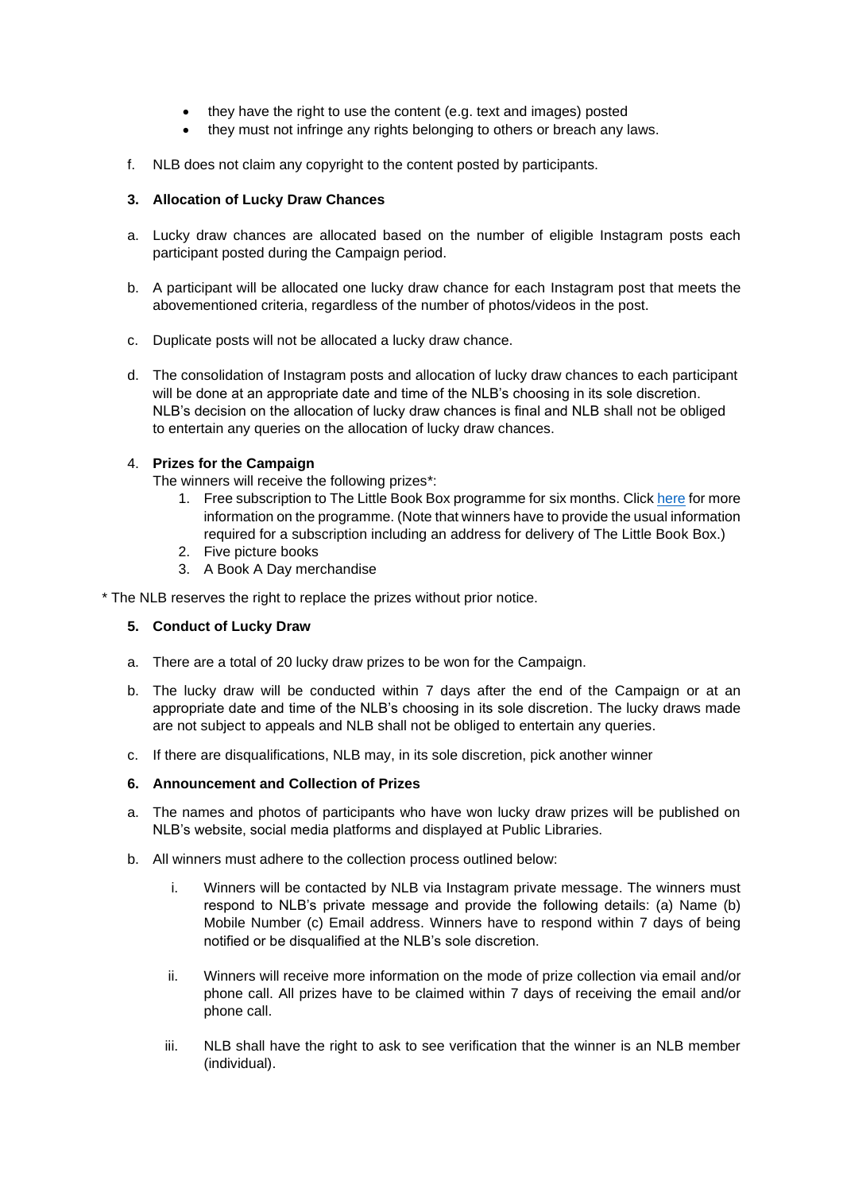- they have the right to use the content (e.g. text and images) posted
- they must not infringe any rights belonging to others or breach any laws.

f. NLB does not claim any copyright to the content posted by participants.

**3. Allocation of Lucky Draw Chances**

a. Lucky draw chances are allocated based on the number of eligible Instagram posts each participant posted during the Campaign period.

b. A participant will be allocated one lucky draw chance for each Instagram post that meets the abovementioned criteria, regardless of the number of photos/videos in the post.

c. Duplicate posts will not be allocated a lucky draw chance.

d. The consolidation of Instagram posts and allocation of lucky draw chances to each participant will be done at an appropriate date and time of the NLB's choosing in its sole discretion. NLB's decision on the allocation of lucky draw chances is final and NLB shall not be obliged to entertain any queries on the allocation of lucky draw chances.

4. **Prizes for the Campaign**

The winners will receive the following prizes*:

1. Free subscription to The Little Book Box programme for six months. Click here for more information on the programme. (Note that winners have to provide the usual information required for a subscription including an address for delivery of The Little Book Box.)
2. Five picture books
3. A Book A Day merchandise

* The NLB reserves the right to replace the prizes without prior notice.

**5. Conduct of Lucky Draw**

a. There are a total of 20 lucky draw prizes to be won for the Campaign.

b. The lucky draw will be conducted within 7 days after the end of the Campaign or at an appropriate date and time of the NLB's choosing in its sole discretion. The lucky draws made are not subject to appeals and NLB shall not be obliged to entertain any queries.

c. If there are disqualifications, NLB may, in its sole discretion, pick another winner

**6. Announcement and Collection of Prizes**

a. The names and photos of participants who have won lucky draw prizes will be published on NLB's website, social media platforms and displayed at Public Libraries.

b. All winners must adhere to the collection process outlined below:

i. Winners will be contacted by NLB via Instagram private message. The winners must respond to NLB's private message and provide the following details: (a) Name (b) Mobile Number (c) Email address. Winners have to respond within 7 days of being notified or be disqualified at the NLB's sole discretion.

ii. Winners will receive more information on the mode of prize collection via email and/or phone call. All prizes have to be claimed within 7 days of receiving the email and/or phone call.

iii. NLB shall have the right to ask to see verification that the winner is an NLB member (individual).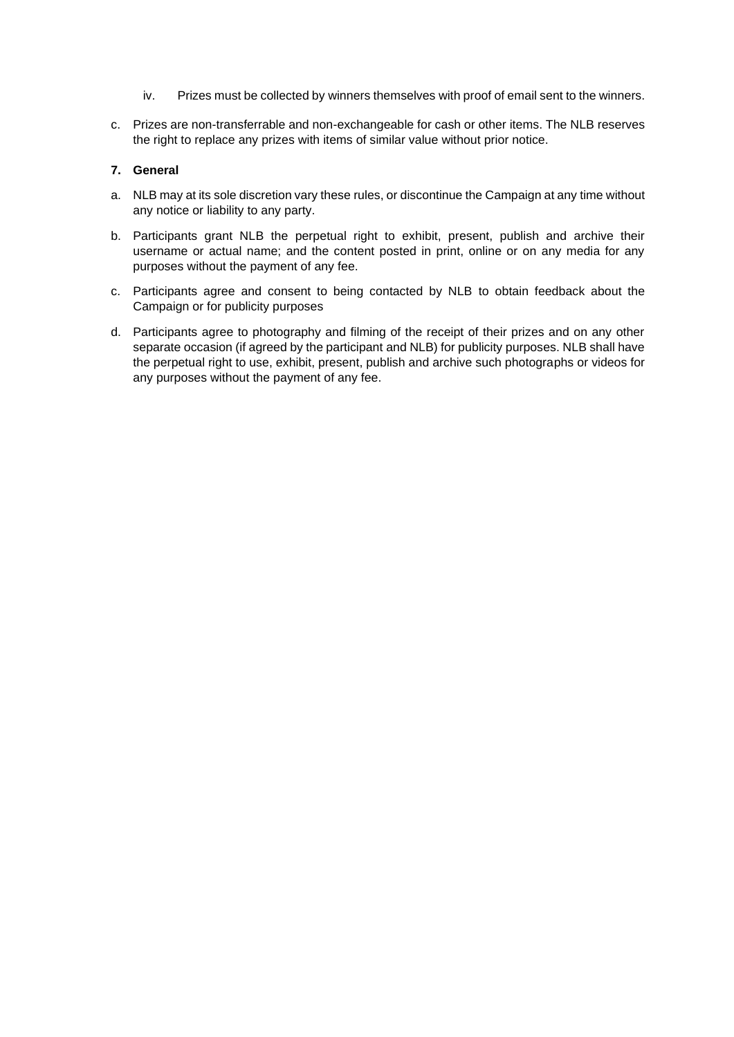iv. Prizes must be collected by winners themselves with proof of email sent to the winners.

c. Prizes are non-transferrable and non-exchangeable for cash or other items. The NLB reserves the right to replace any prizes with items of similar value without prior notice.

**7. General**

a. NLB may at its sole discretion vary these rules, or discontinue the Campaign at any time without any notice or liability to any party.

b. Participants grant NLB the perpetual right to exhibit, present, publish and archive their username or actual name; and the content posted in print, online or on any media for any purposes without the payment of any fee.

c. Participants agree and consent to being contacted by NLB to obtain feedback about the Campaign or for publicity purposes

d. Participants agree to photography and filming of the receipt of their prizes and on any other separate occasion (if agreed by the participant and NLB) for publicity purposes. NLB shall have the perpetual right to use, exhibit, present, publish and archive such photographs or videos for any purposes without the payment of any fee.